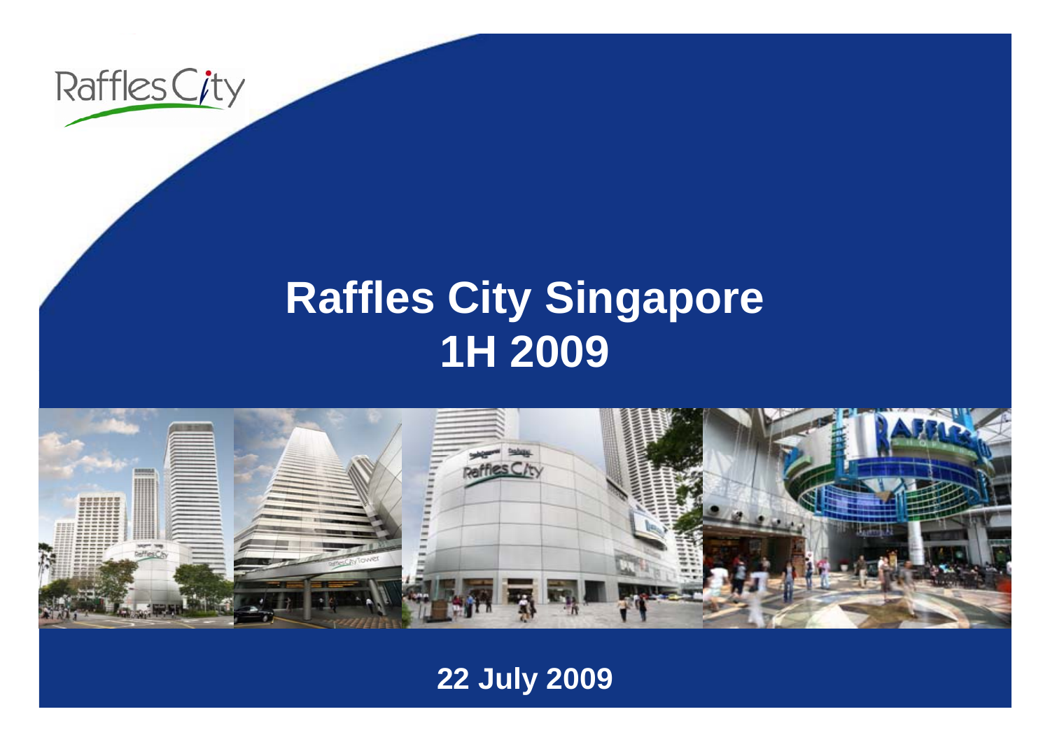# Raffles City Singapore 1H 2009

22 July 2009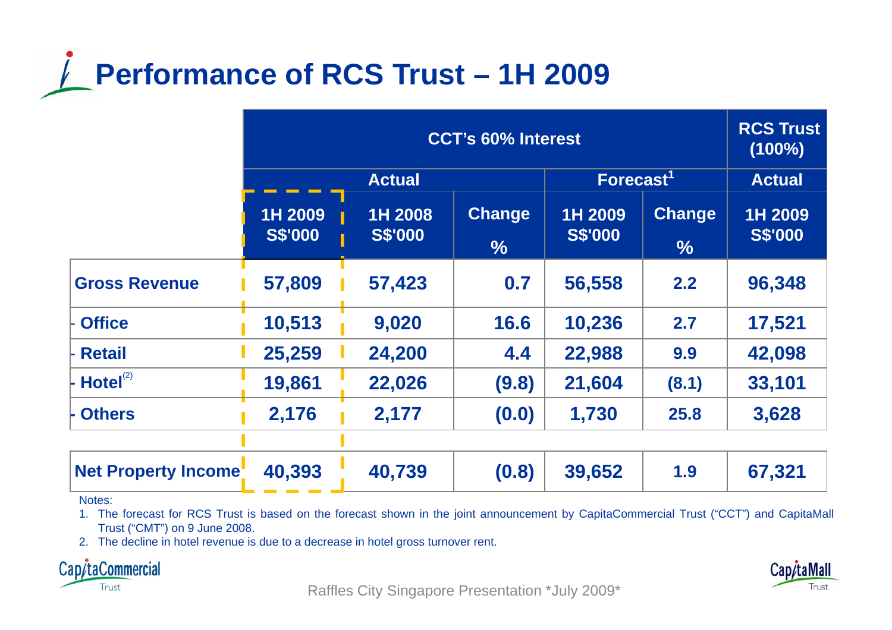# Performance of RCS Trust – 1H 2009

| | CCT's 60% Interest | | | | | RCS Trust (100%) |
|---|---|---|---|---|---|---|
| | Actual | | | Forecast[1] | | Actual |
| | 1H 2009 S$'000 | 1H 2008 S$'000 | Change % | 1H 2009 S$'000 | Change % | 1H 2009 S$'000 |
| **Gross Revenue** | 57,809 | 57,423 | 0.7 | 56,558 | 2.2 | 96,348 |
| - Office | 10,513 | 9,020 | 16.6 | 10,236 | 2.7 | 17,521 |
| - Retail | 25,259 | 24,200 | 4.4 | 22,988 | 9.9 | 42,098 |
| - Hotel[2] | 19,861 | 22,026 | (9.8) | 21,604 | (8.1) | 33,101 |
| - Others | 2,176 | 2,177 | (0.0) | 1,730 | 25.8 | 3,628 |
| **Net Property Income** | 40,393 | 40,739 | (0.8) | 39,652 | 1.9 | 67,321 |

Notes:

1. The forecast for RCS Trust is based on the forecast shown in the joint announcement by CapitaCommercial Trust ("CCT") and CapitaMall Trust ("CMT") on 9 June 2008.
2. The decline in hotel revenue is due to a decrease in hotel gross turnover rent.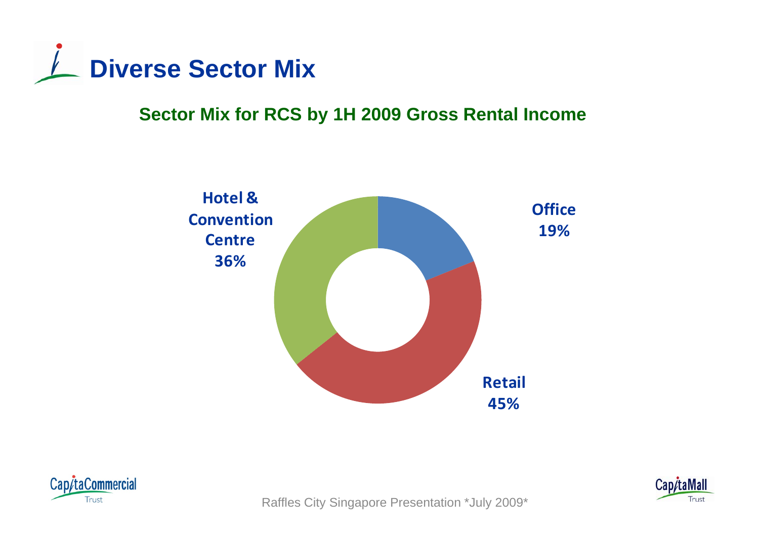# Diverse Sector Mix

## Sector Mix for RCS by 1H 2009 Gross Rental Income

Hotel & Convention Centre 36%

Office 19%

Retail 45%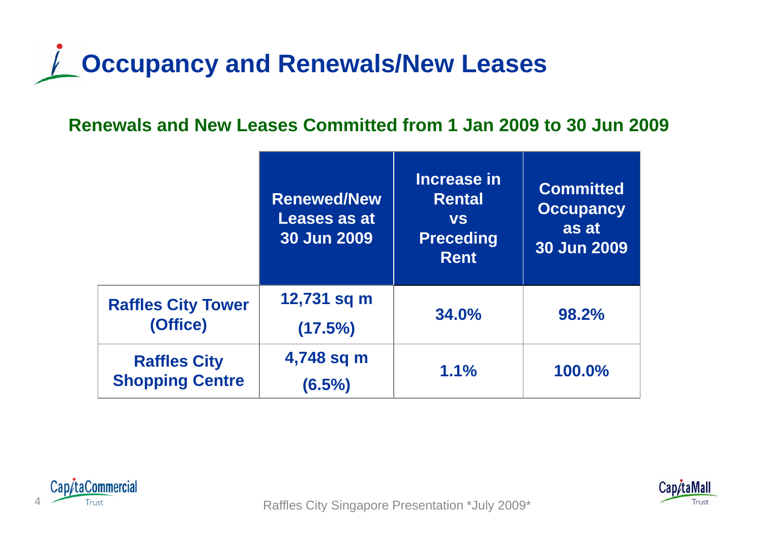# Occupancy and Renewals/New Leases

## Renewals and New Leases Committed from 1 Jan 2009 to 30 Jun 2009

| | Renewed/New Leases as at 30 Jun 2009 | Increase in Rental vs Preceding Rent | Committed Occupancy as at 30 Jun 2009 |
|---|---|---|---|
| **Raffles City Tower (Office)** | 12,731 sq m (17.5%) | 34.0% | 98.2% |
| **Raffles City Shopping Centre** | 4,748 sq m (6.5%) | 1.1% | 100.0% |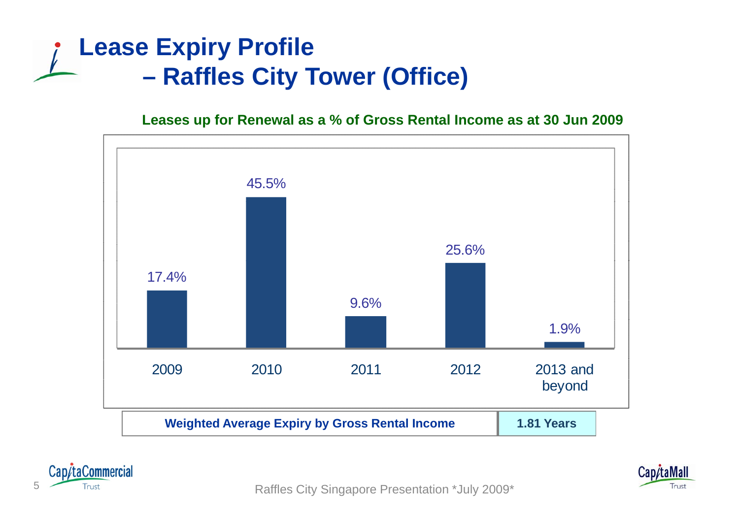# Lease Expiry Profile – Raffles City Tower (Office)

**Leases up for Renewal as a % of Gross Rental Income as at 30 Jun 2009**

| Year | % of Gross Rental Income |
|---|---|
| 2009 | 17.4% |
| 2010 | 45.5% |
| 2011 | 9.6% |
| 2012 | 25.6% |
| 2013 and beyond | 1.9% |

| Weighted Average Expiry by Gross Rental Income | 1.81 Years |
|---|---|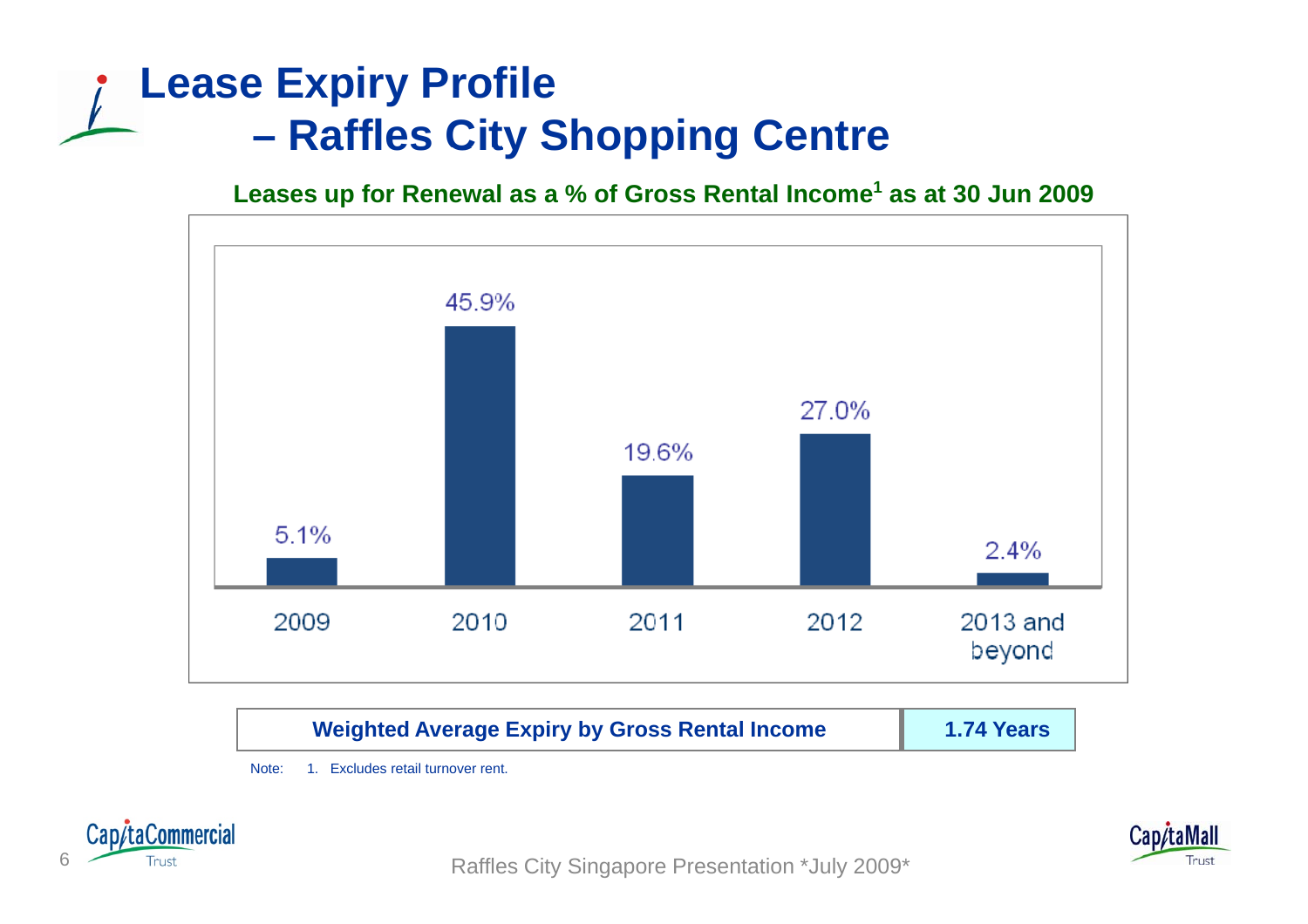# Lease Expiry Profile – Raffles City Shopping Centre

**Leases up for Renewal as a % of Gross Rental Income[1] as at 30 Jun 2009**

| Year | % of Gross Rental Income |
|---|---|
| 2009 | 5.1% |
| 2010 | 45.9% |
| 2011 | 19.6% |
| 2012 | 27.0% |
| 2013 and beyond | 2.4% |

| Weighted Average Expiry by Gross Rental Income | 1.74 Years |
|---|---|

Note: 1. Excludes retail turnover rent.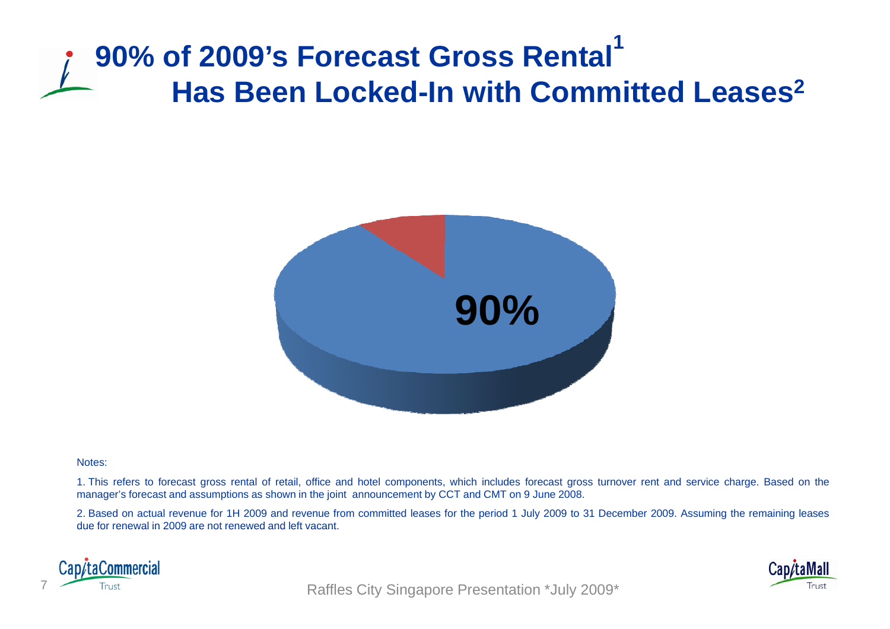# 90% of 2009's Forecast Gross Rental[1] Has Been Locked-In with Committed Leases[2]

90%

Notes:

1. This refers to forecast gross rental of retail, office and hotel components, which includes forecast gross turnover rent and service charge. Based on the manager's forecast and assumptions as shown in the joint announcement by CCT and CMT on 9 June 2008.

2. Based on actual revenue for 1H 2009 and revenue from committed leases for the period 1 July 2009 to 31 December 2009. Assuming the remaining leases due for renewal in 2009 are not renewed and left vacant.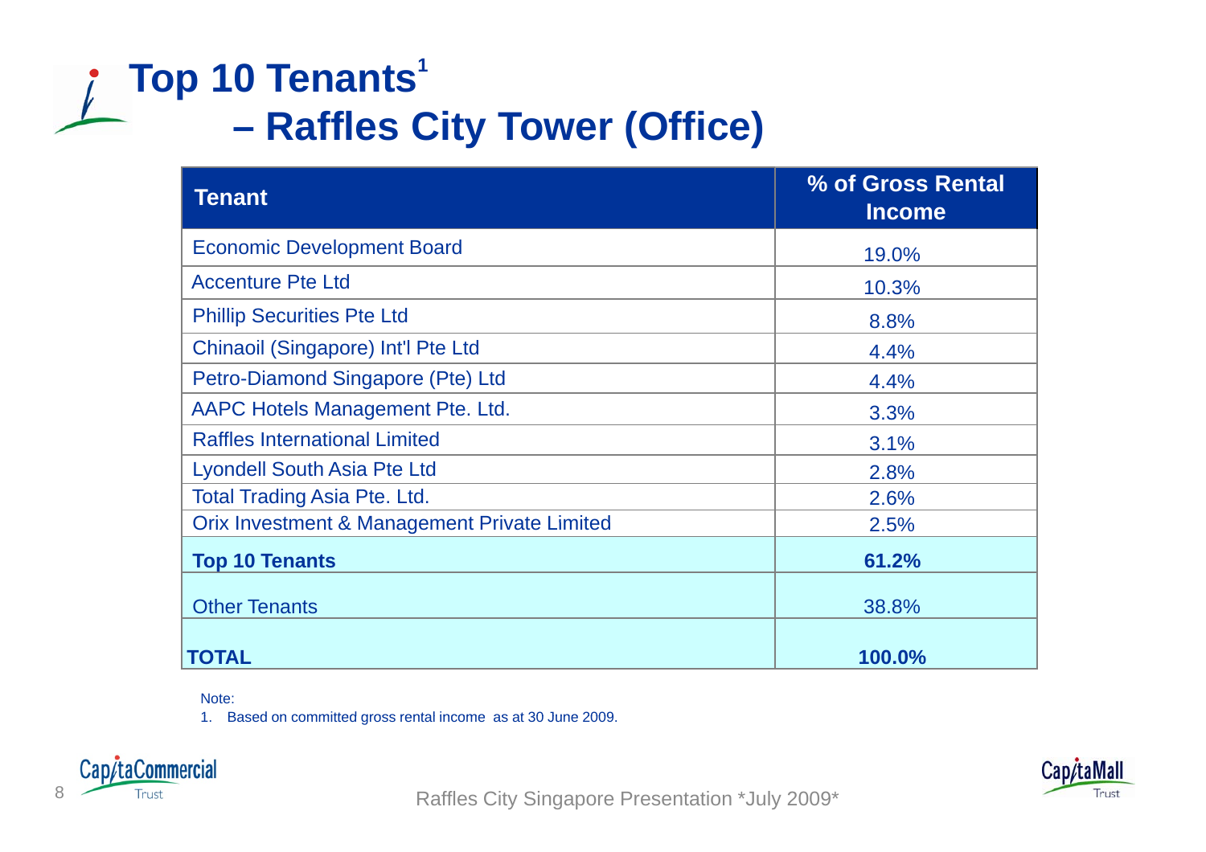# Top 10 Tenants[1] – Raffles City Tower (Office)

| Tenant | % of Gross Rental Income |
|---|---|
| Economic Development Board | 19.0% |
| Accenture Pte Ltd | 10.3% |
| Phillip Securities Pte Ltd | 8.8% |
| Chinaoil (Singapore) Int'l Pte Ltd | 4.4% |
| Petro-Diamond Singapore (Pte) Ltd | 4.4% |
| AAPC Hotels Management Pte. Ltd. | 3.3% |
| Raffles International Limited | 3.1% |
| Lyondell South Asia Pte Ltd | 2.8% |
| Total Trading Asia Pte. Ltd. | 2.6% |
| Orix Investment & Management Private Limited | 2.5% |
| **Top 10 Tenants** | **61.2%** |
| Other Tenants | 38.8% |
| **TOTAL** | **100.0%** |

Note:

1. Based on committed gross rental income as at 30 June 2009.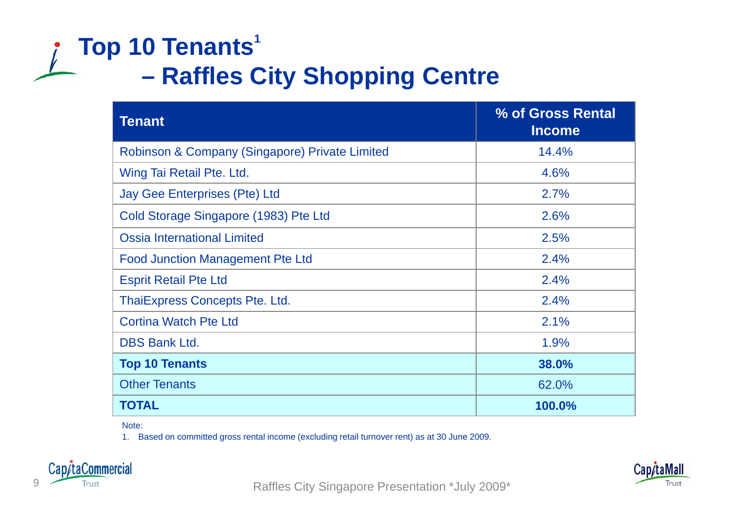# Top 10 Tenants[1] – Raffles City Shopping Centre

| Tenant | % of Gross Rental Income |
|---|---|
| Robinson & Company (Singapore) Private Limited | 14.4% |
| Wing Tai Retail Pte. Ltd. | 4.6% |
| Jay Gee Enterprises (Pte) Ltd | 2.7% |
| Cold Storage Singapore (1983) Pte Ltd | 2.6% |
| Ossia International Limited | 2.5% |
| Food Junction Management Pte Ltd | 2.4% |
| Esprit Retail Pte Ltd | 2.4% |
| ThaiExpress Concepts Pte. Ltd. | 2.4% |
| Cortina Watch Pte Ltd | 2.1% |
| DBS Bank Ltd. | 1.9% |
| **Top 10 Tenants** | **38.0%** |
| Other Tenants | 62.0% |
| **TOTAL** | **100.0%** |

Note:

1. Based on committed gross rental income (excluding retail turnover rent) as at 30 June 2009.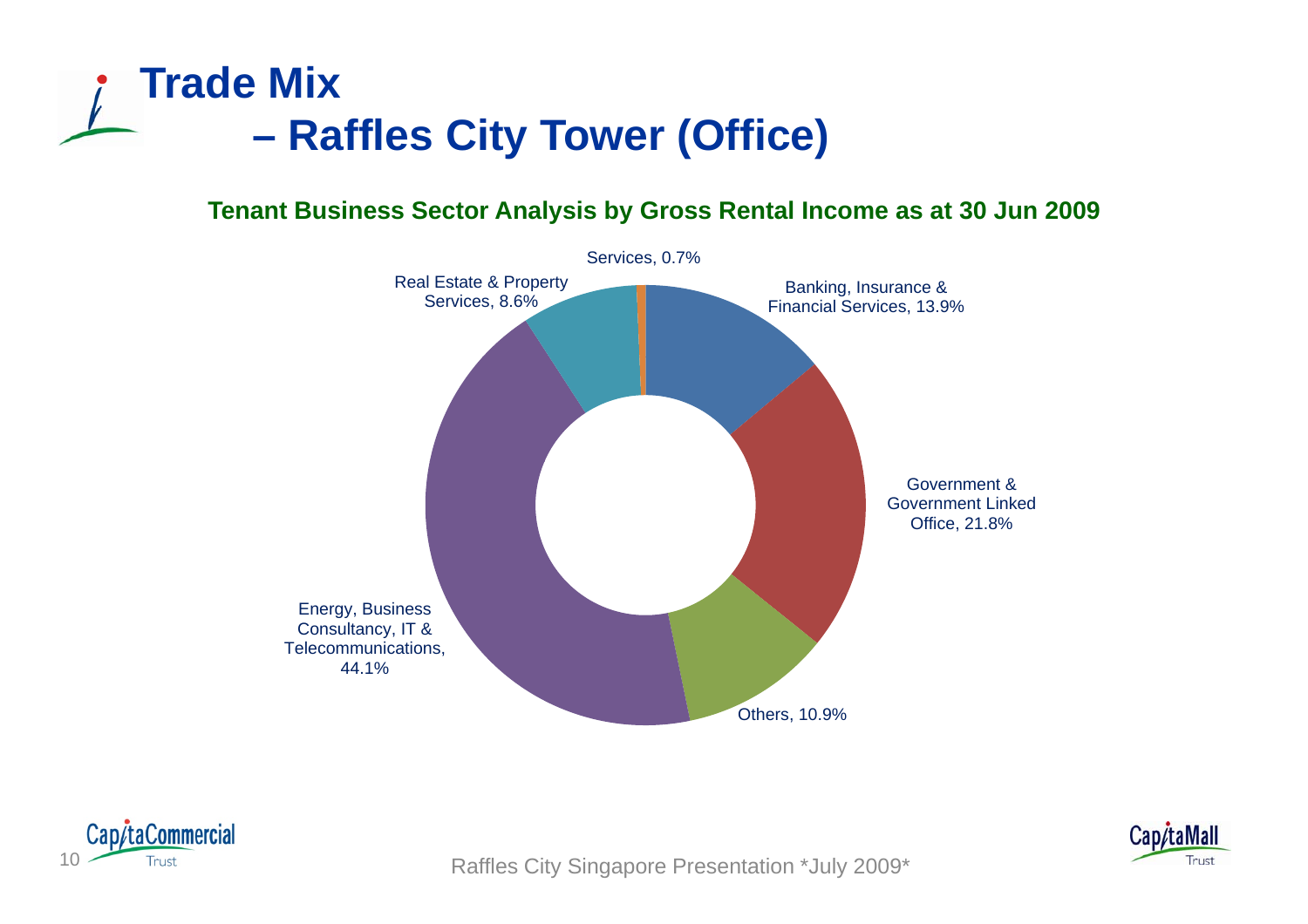# Trade Mix
## – Raffles City Tower (Office)

**Tenant Business Sector Analysis by Gross Rental Income as at 30 Jun 2009**

| Sector | % |
|---|---|
| Banking, Insurance & Financial Services | 13.9% |
| Government & Government Linked Office | 21.8% |
| Others | 10.9% |
| Energy, Business Consultancy, IT & Telecommunications | 44.1% |
| Real Estate & Property Services | 8.6% |
| Services | 0.7% |

Raffles City Singapore Presentation *July 2009*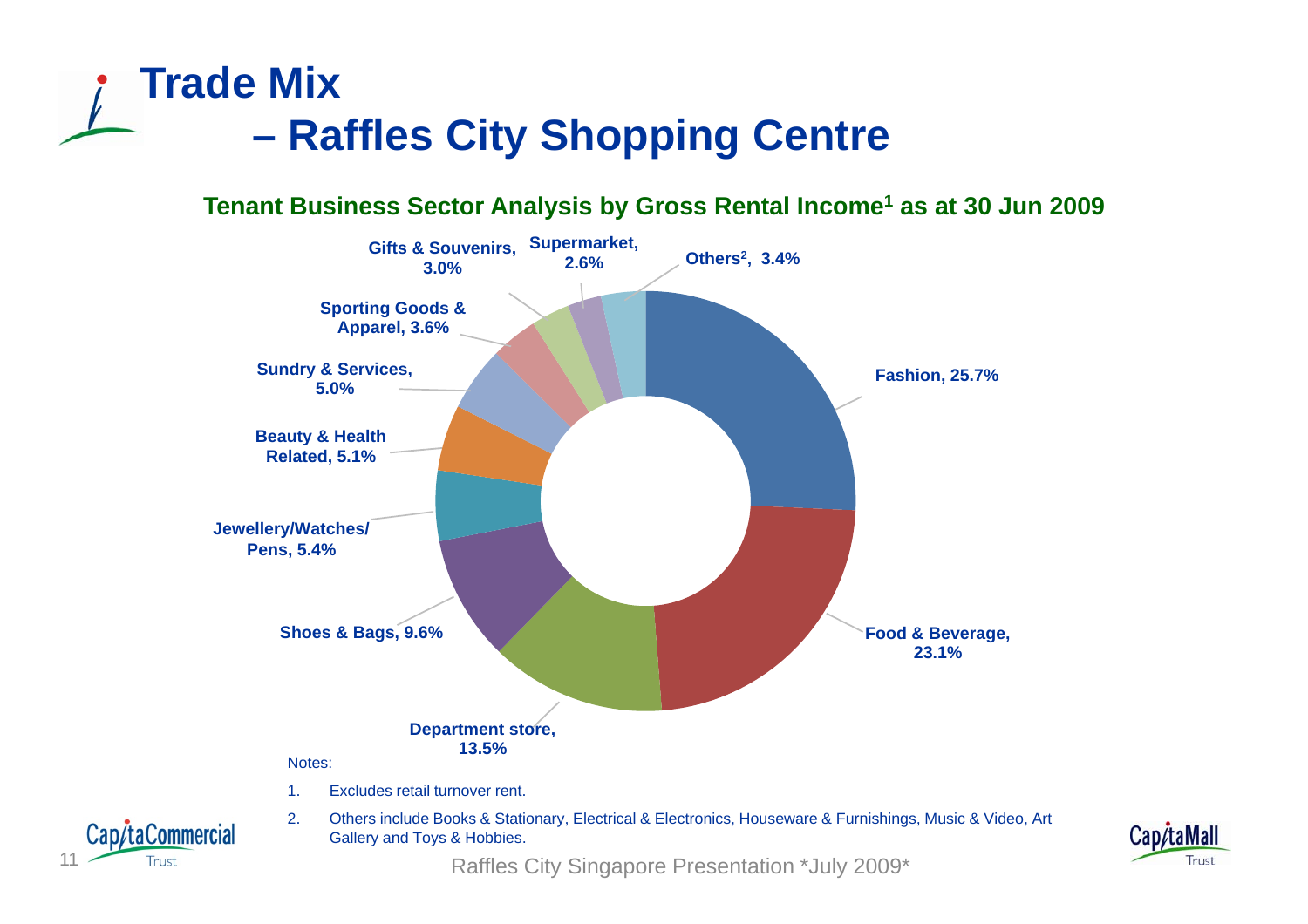# Trade Mix – Raffles City Shopping Centre

**Tenant Business Sector Analysis by Gross Rental Income[1] as at 30 Jun 2009**

| Sector | % |
|---|---|
| Fashion | 25.7% |
| Food & Beverage | 23.1% |
| Department store | 13.5% |
| Shoes & Bags | 9.6% |
| Jewellery/Watches/Pens | 5.4% |
| Beauty & Health Related | 5.1% |
| Sundry & Services | 5.0% |
| Sporting Goods & Apparel | 3.6% |
| Gifts & Souvenirs | 3.0% |
| Supermarket | 2.6% |
| Others[2] | 3.4% |

Notes:

1. Excludes retail turnover rent.
2. Others include Books & Stationary, Electrical & Electronics, Houseware & Furnishings, Music & Video, Art Gallery and Toys & Hobbies.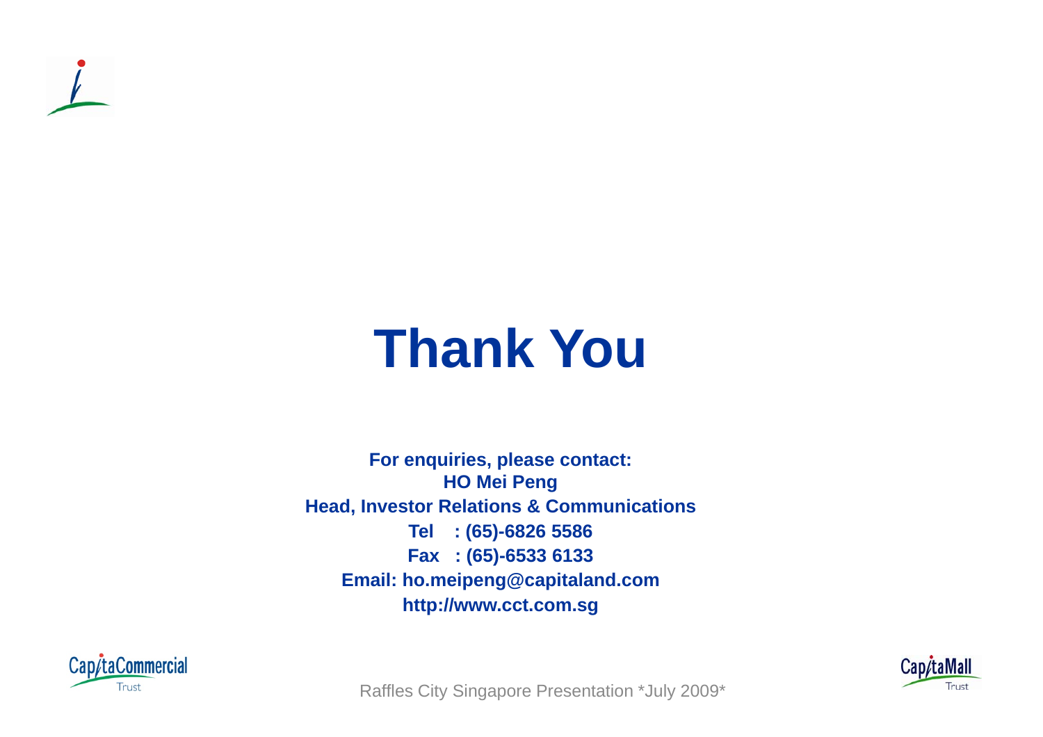# Thank You

**For enquiries, please contact:**
**HO Mei Peng**
**Head, Investor Relations & Communications**
**Tel : (65)-6826 5586**
**Fax : (65)-6533 6133**
**Email: ho.meipeng@capitaland.com**
**http://www.cct.com.sg**